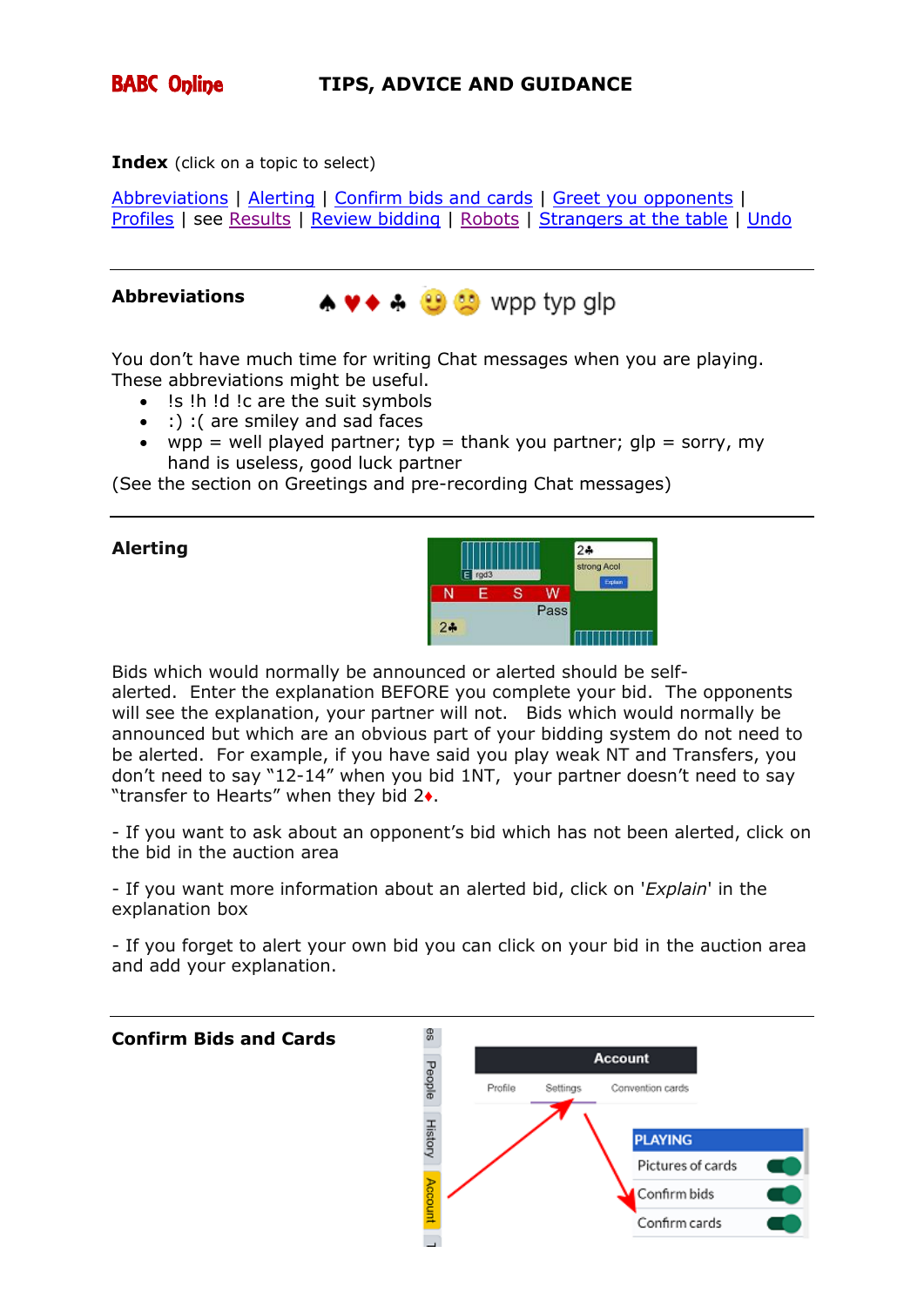**BABC Online** **TIPS, ADVICE AND GUIDANCE**

**Index** (click on a topic to select)

Abbreviations | Alerting | Confirm bids and cards | Greet you opponents | Profiles | see Results | Review bidding | Robots | Strangers at the table | Undo

---

## Abbreviations

♠ ♥ ♦ ♣ wpp typ glp

You don't have much time for writing Chat messages when you are playing. These abbreviations might be useful.

- !s !h !d !c are the suit symbols
- :) :( are smiley and sad faces
- wpp = well played partner; typ = thank you partner; glp = sorry, my hand is useless, good luck partner

(See the section on Greetings and pre-recording Chat messages)

---

## Alerting

Bids which would normally be announced or alerted should be self-alerted. Enter the explanation BEFORE you complete your bid. The opponents will see the explanation, your partner will not. Bids which would normally be announced but which are an obvious part of your bidding system do not need to be alerted. For example, if you have said you play weak NT and Transfers, you don't need to say "12-14" when you bid 1NT, your partner doesn't need to say "transfer to Hearts" when they bid 2♦.

- If you want to ask about an opponent's bid which has not been alerted, click on the bid in the auction area

- If you want more information about an alerted bid, click on '*Explain*' in the explanation box

- If you forget to alert your own bid you can click on your bid in the auction area and add your explanation.

---

## Confirm Bids and Cards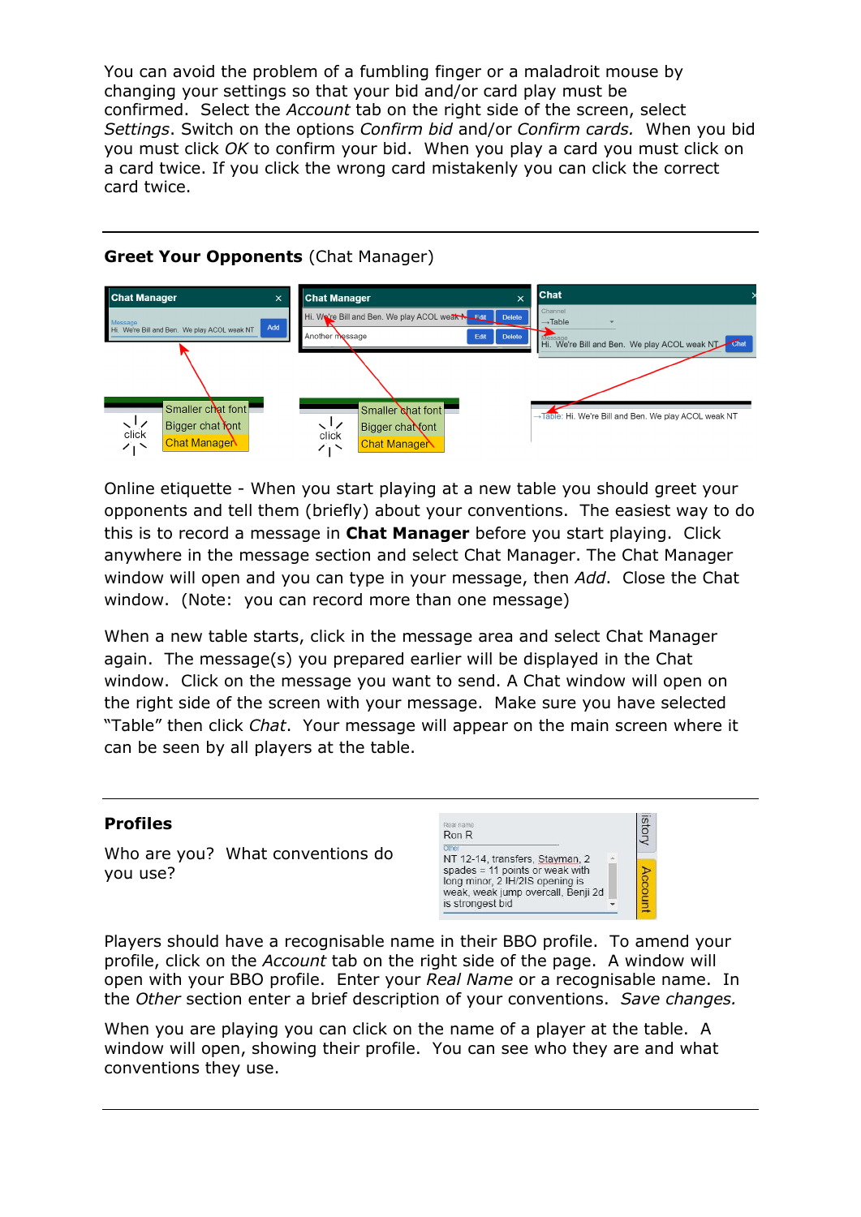You can avoid the problem of a fumbling finger or a maladroit mouse by changing your settings so that your bid and/or card play must be confirmed. Select the *Account* tab on the right side of the screen, select *Settings*. Switch on the options *Confirm bid* and/or *Confirm cards.* When you bid you must click *OK* to confirm your bid. When you play a card you must click on a card twice. If you click the wrong card mistakenly you can click the correct card twice.

---

**Greet Your Opponents** (Chat Manager)

Online etiquette - When you start playing at a new table you should greet your opponents and tell them (briefly) about your conventions. The easiest way to do this is to record a message in **Chat Manager** before you start playing. Click anywhere in the message section and select Chat Manager. The Chat Manager window will open and you can type in your message, then *Add*. Close the Chat window. (Note: you can record more than one message)

When a new table starts, click in the message area and select Chat Manager again. The message(s) you prepared earlier will be displayed in the Chat window. Click on the message you want to send. A Chat window will open on the right side of the screen with your message. Make sure you have selected "Table" then click *Chat*. Your message will appear on the main screen where it can be seen by all players at the table.

---

**Profiles**

Who are you? What conventions do you use?

Players should have a recognisable name in their BBO profile. To amend your profile, click on the *Account* tab on the right side of the page. A window will open with your BBO profile. Enter your *Real Name* or a recognisable name. In the *Other* section enter a brief description of your conventions. *Save changes.*

When you are playing you can click on the name of a player at the table. A window will open, showing their profile. You can see who they are and what conventions they use.

---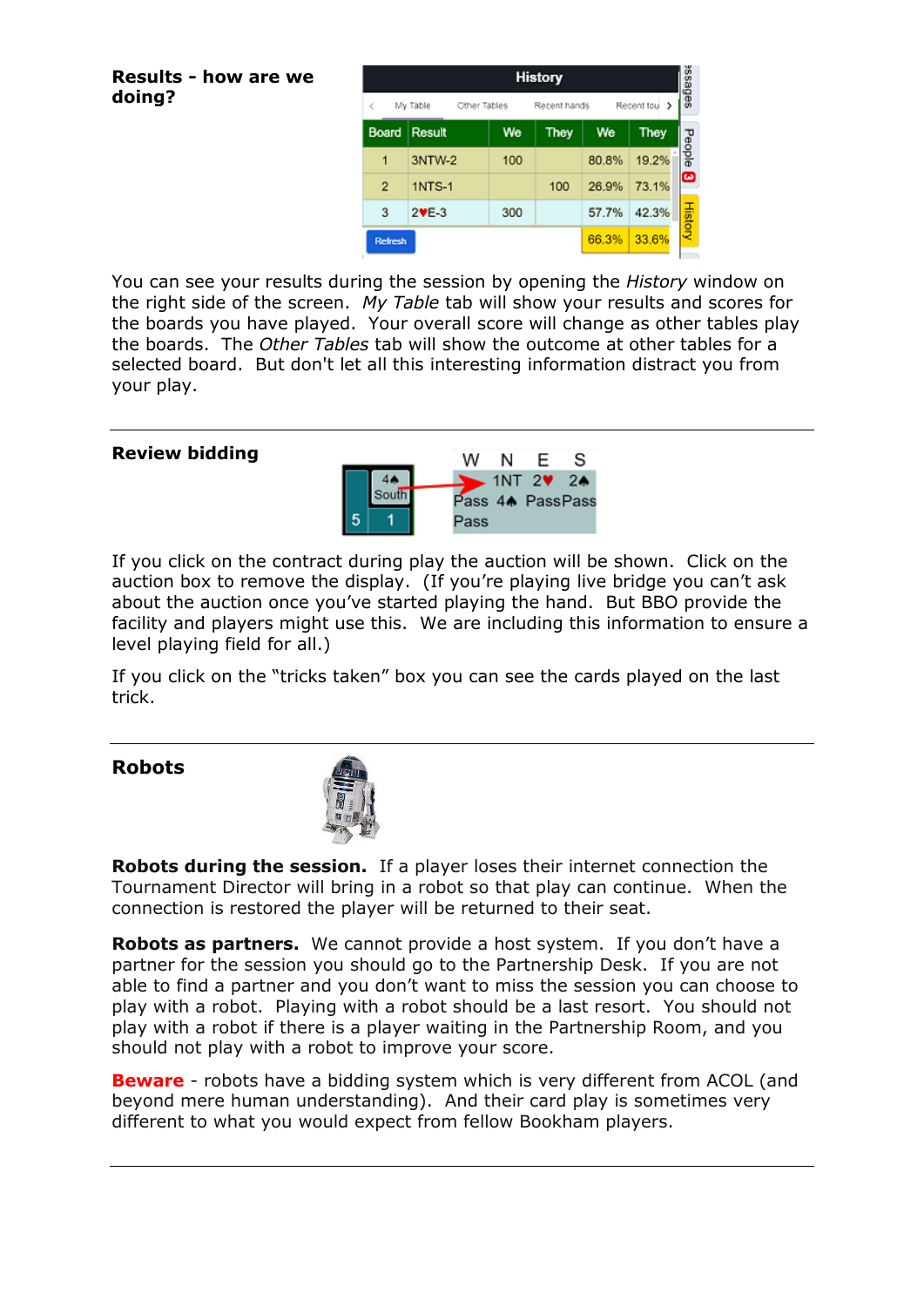## Results - how are we doing?

| Board | Result | We | They | We | They |
|---|---|---|---|---|---|
| 1 | 3NTW-2 | 100 | | 80.8% | 19.2% |
| 2 | 1NTS-1 | | 100 | 26.9% | 73.1% |
| 3 | 2♥E-3 | 300 | | 57.7% | 42.3% |
| | | | | 66.3% | 33.6% |

You can see your results during the session by opening the *History* window on the right side of the screen. *My Table* tab will show your results and scores for the boards you have played. Your overall score will change as other tables play the boards. The *Other Tables* tab will show the outcome at other tables for a selected board. But don't let all this interesting information distract you from your play.

---

## Review bidding

| W | N | E | S |
|---|---|---|---|
| | 1NT | 2♥ | 2♠ |
| Pass | 4♠ | Pass | Pass |
| Pass | | | |

If you click on the contract during play the auction will be shown. Click on the auction box to remove the display. (If you're playing live bridge you can't ask about the auction once you've started playing the hand. But BBO provide the facility and players might use this. We are including this information to ensure a level playing field for all.)

If you click on the "tricks taken" box you can see the cards played on the last trick.

---

## Robots

**Robots during the session.** If a player loses their internet connection the Tournament Director will bring in a robot so that play can continue. When the connection is restored the player will be returned to their seat.

**Robots as partners.** We cannot provide a host system. If you don't have a partner for the session you should go to the Partnership Desk. If you are not able to find a partner and you don't want to miss the session you can choose to play with a robot. Playing with a robot should be a last resort. You should not play with a robot if there is a player waiting in the Partnership Room, and you should not play with a robot to improve your score.

**Beware** - robots have a bidding system which is very different from ACOL (and beyond mere human understanding). And their card play is sometimes very different to what you would expect from fellow Bookham players.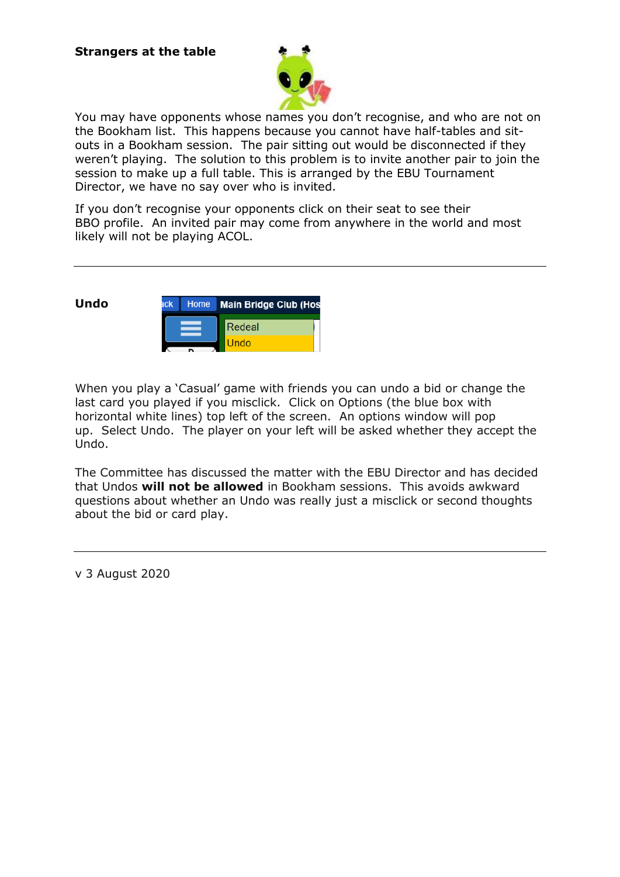**Strangers at the table**

You may have opponents whose names you don't recognise, and who are not on the Bookham list. This happens because you cannot have half-tables and sit-outs in a Bookham session. The pair sitting out would be disconnected if they weren't playing. The solution to this problem is to invite another pair to join the session to make up a full table. This is arranged by the EBU Tournament Director, we have no say over who is invited.

If you don't recognise your opponents click on their seat to see their BBO profile. An invited pair may come from anywhere in the world and most likely will not be playing ACOL.

---

**Undo**

When you play a 'Casual' game with friends you can undo a bid or change the last card you played if you misclick. Click on Options (the blue box with horizontal white lines) top left of the screen. An options window will pop up. Select Undo. The player on your left will be asked whether they accept the Undo.

The Committee has discussed the matter with the EBU Director and has decided that Undos **will not be allowed** in Bookham sessions. This avoids awkward questions about whether an Undo was really just a misclick or second thoughts about the bid or card play.

---

v 3 August 2020